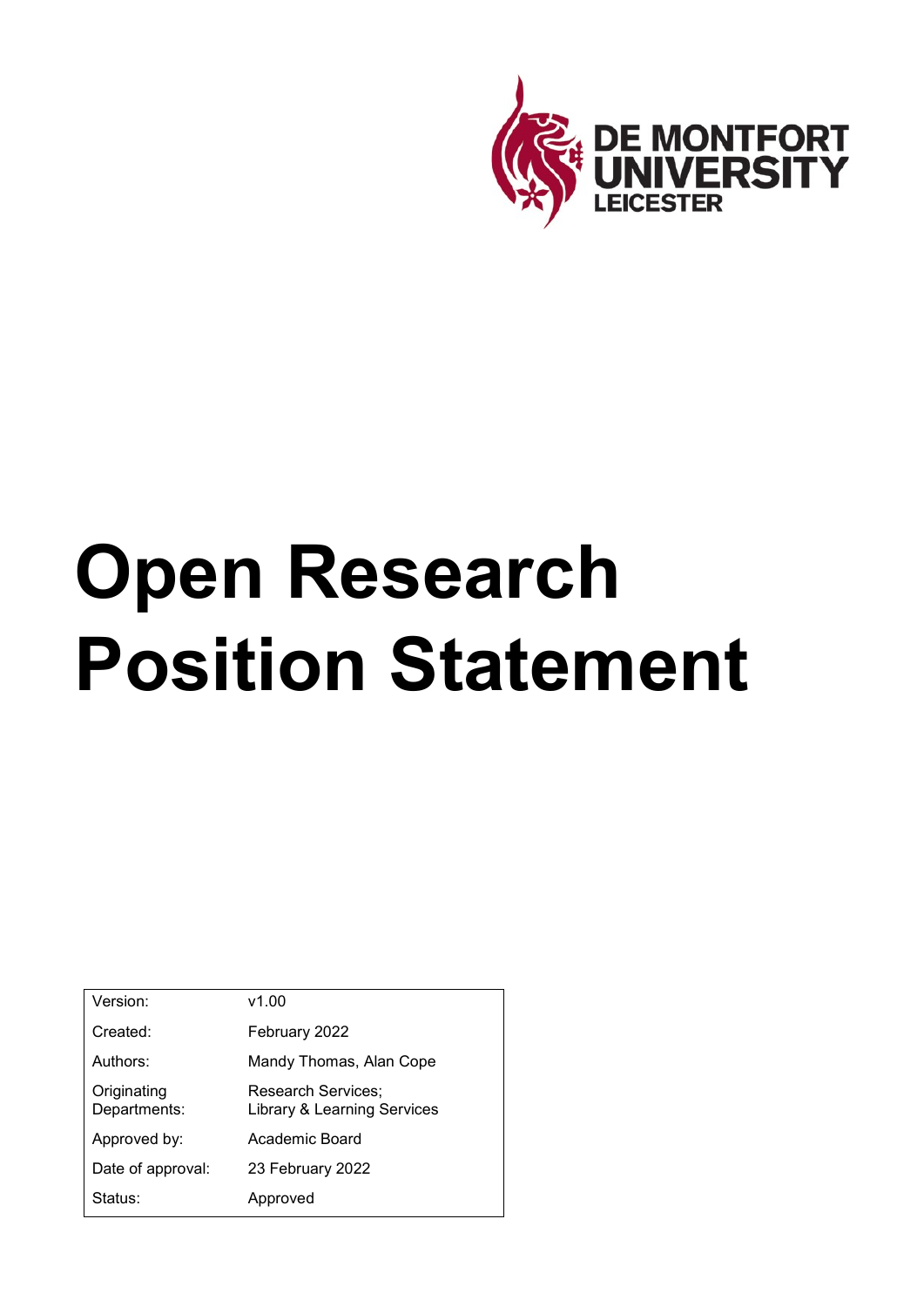DE MONTFORT UNIVERSITY LEICESTER

# Open Research Position Statement

| Version: | v1.00 |
|---|---|
| Created: | February 2022 |
| Authors: | Mandy Thomas, Alan Cope |
| Originating Departments: | Research Services; Library & Learning Services |
| Approved by: | Academic Board |
| Date of approval: | 23 February 2022 |
| Status: | Approved |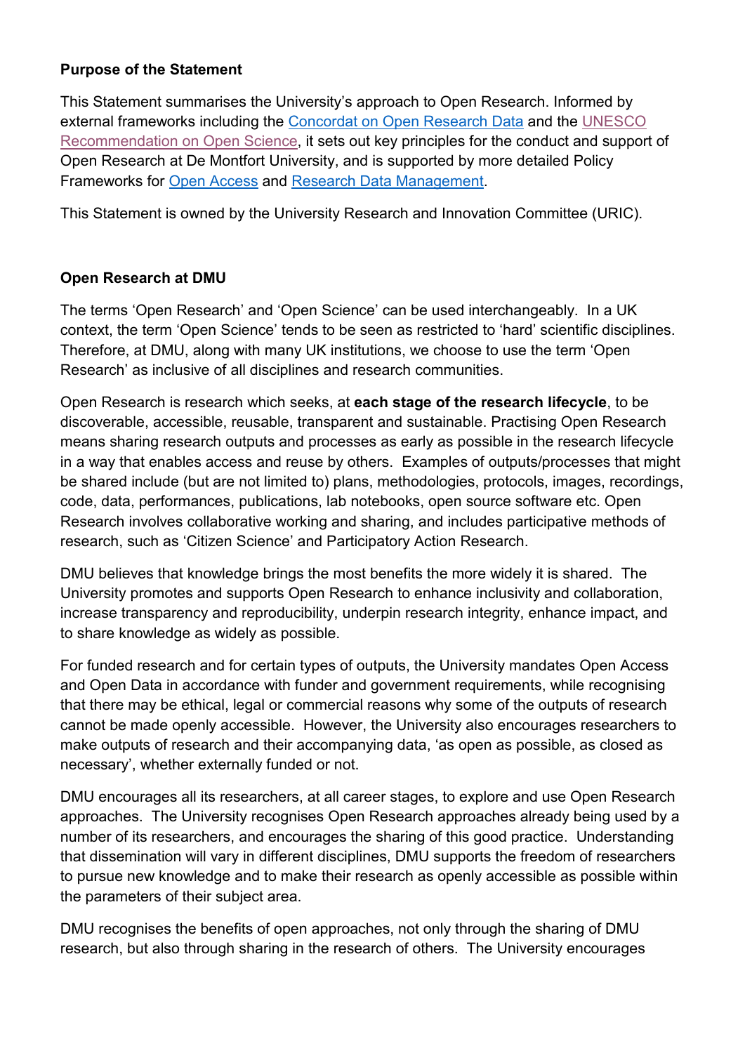**Purpose of the Statement**

This Statement summarises the University's approach to Open Research. Informed by external frameworks including the Concordat on Open Research Data and the UNESCO Recommendation on Open Science, it sets out key principles for the conduct and support of Open Research at De Montfort University, and is supported by more detailed Policy Frameworks for Open Access and Research Data Management.

This Statement is owned by the University Research and Innovation Committee (URIC).

**Open Research at DMU**

The terms 'Open Research' and 'Open Science' can be used interchangeably. In a UK context, the term 'Open Science' tends to be seen as restricted to 'hard' scientific disciplines. Therefore, at DMU, along with many UK institutions, we choose to use the term 'Open Research' as inclusive of all disciplines and research communities.

Open Research is research which seeks, at **each stage of the research lifecycle**, to be discoverable, accessible, reusable, transparent and sustainable. Practising Open Research means sharing research outputs and processes as early as possible in the research lifecycle in a way that enables access and reuse by others. Examples of outputs/processes that might be shared include (but are not limited to) plans, methodologies, protocols, images, recordings, code, data, performances, publications, lab notebooks, open source software etc. Open Research involves collaborative working and sharing, and includes participative methods of research, such as 'Citizen Science' and Participatory Action Research.

DMU believes that knowledge brings the most benefits the more widely it is shared. The University promotes and supports Open Research to enhance inclusivity and collaboration, increase transparency and reproducibility, underpin research integrity, enhance impact, and to share knowledge as widely as possible.

For funded research and for certain types of outputs, the University mandates Open Access and Open Data in accordance with funder and government requirements, while recognising that there may be ethical, legal or commercial reasons why some of the outputs of research cannot be made openly accessible. However, the University also encourages researchers to make outputs of research and their accompanying data, 'as open as possible, as closed as necessary', whether externally funded or not.

DMU encourages all its researchers, at all career stages, to explore and use Open Research approaches. The University recognises Open Research approaches already being used by a number of its researchers, and encourages the sharing of this good practice. Understanding that dissemination will vary in different disciplines, DMU supports the freedom of researchers to pursue new knowledge and to make their research as openly accessible as possible within the parameters of their subject area.

DMU recognises the benefits of open approaches, not only through the sharing of DMU research, but also through sharing in the research of others. The University encourages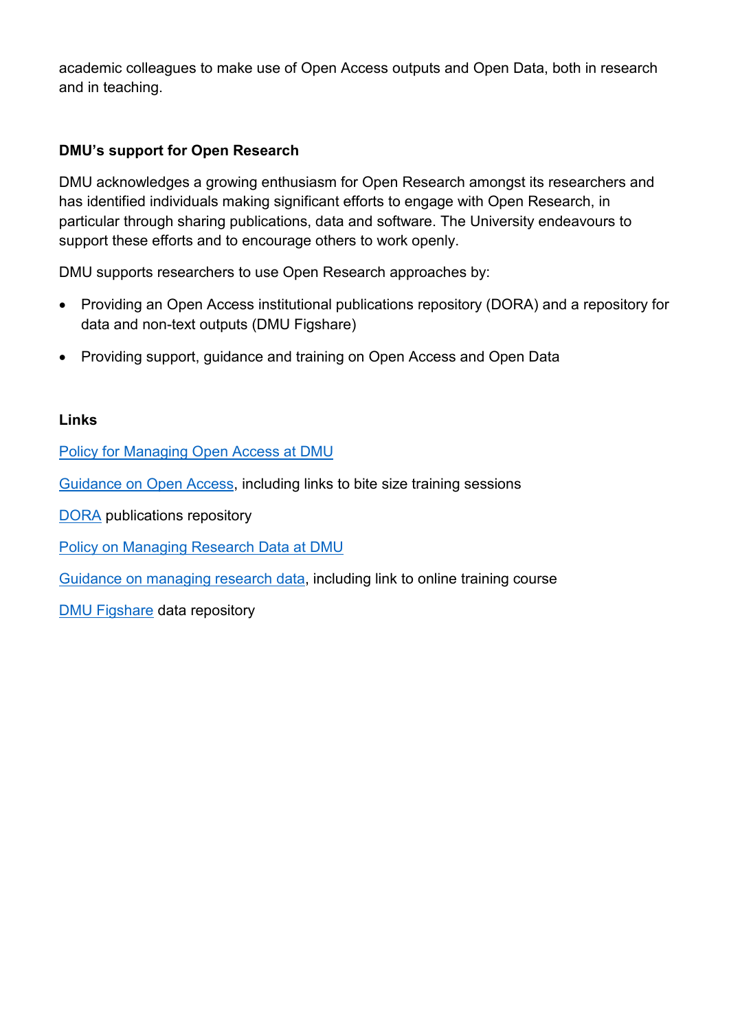academic colleagues to make use of Open Access outputs and Open Data, both in research and in teaching.

**DMU's support for Open Research**

DMU acknowledges a growing enthusiasm for Open Research amongst its researchers and has identified individuals making significant efforts to engage with Open Research, in particular through sharing publications, data and software. The University endeavours to support these efforts and to encourage others to work openly.

DMU supports researchers to use Open Research approaches by:

- Providing an Open Access institutional publications repository (DORA) and a repository for data and non-text outputs (DMU Figshare)
- Providing support, guidance and training on Open Access and Open Data

**Links**

Policy for Managing Open Access at DMU

Guidance on Open Access, including links to bite size training sessions

DORA publications repository

Policy on Managing Research Data at DMU

Guidance on managing research data, including link to online training course

DMU Figshare data repository